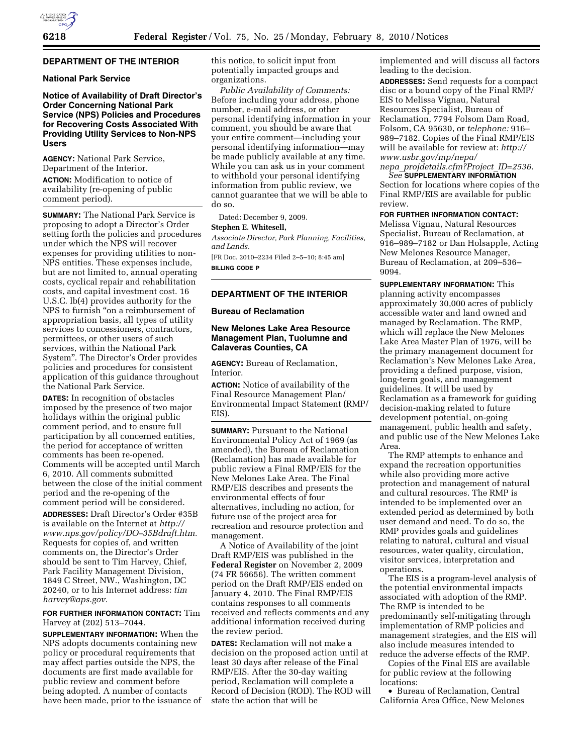## DEPARTMENT OF THE INTERIOR

### National Park Service

### Notice of Availability of Draft Director's Order Concerning National Park Service (NPS) Policies and Procedures for Recovering Costs Associated With Providing Utility Services to Non-NPS Users

**AGENCY:** National Park Service, Department of the Interior.

**ACTION:** Modification to notice of availability (re-opening of public comment period).

**SUMMARY:** The National Park Service is proposing to adopt a Director's Order setting forth the policies and procedures under which the NPS will recover expenses for providing utilities to non-NPS entities. These expenses include, but are not limited to, annual operating costs, cyclical repair and rehabilitation costs, and capital investment cost. 16 U.S.C. lb(4) provides authority for the NPS to furnish "on a reimbursement of appropriation basis, all types of utility services to concessioners, contractors, permittees, or other users of such services, within the National Park System". The Director's Order provides policies and procedures for consistent application of this guidance throughout the National Park Service.

**DATES:** In recognition of obstacles imposed by the presence of two major holidays within the original public comment period, and to ensure full participation by all concerned entities, the period for acceptance of written comments has been re-opened. Comments will be accepted until March 6, 2010. All comments submitted between the close of the initial comment period and the re-opening of the comment period will be considered.

**ADDRESSES:** Draft Director's Order #35B is available on the Internet at *http://www.nps.gov/policy/DO–35Bdraft.htm.* Requests for copies of, and written comments on, the Director's Order should be sent to Tim Harvey, Chief, Park Facility Management Division, 1849 C Street, NW., Washington, DC 20240, or to his Internet address: *tim harvey@aps.gov.*

**FOR FURTHER INFORMATION CONTACT:** Tim Harvey at (202) 513–7044.

**SUPPLEMENTARY INFORMATION:** When the NPS adopts documents containing new policy or procedural requirements that may affect parties outside the NPS, the documents are first made available for public review and comment before being adopted. A number of contacts have been made, prior to the issuance of this notice, to solicit input from potentially impacted groups and organizations.

*Public Availability of Comments:* Before including your address, phone number, e-mail address, or other personal identifying information in your comment, you should be aware that your entire comment—including your personal identifying information—may be made publicly available at any time. While you can ask us in your comment to withhold your personal identifying information from public review, we cannot guarantee that we will be able to do so.

Dated: December 9, 2009.

**Stephen E. Whitesell,**

*Associate Director, Park Planning, Facilities, and Lands.*

[FR Doc. 2010–2234 Filed 2–5–10; 8:45 am]

**BILLING CODE P**

## DEPARTMENT OF THE INTERIOR

### Bureau of Reclamation

### New Melones Lake Area Resource Management Plan, Tuolumne and Calaveras Counties, CA

**AGENCY:** Bureau of Reclamation, Interior.

**ACTION:** Notice of availability of the Final Resource Management Plan/Environmental Impact Statement (RMP/EIS).

**SUMMARY:** Pursuant to the National Environmental Policy Act of 1969 (as amended), the Bureau of Reclamation (Reclamation) has made available for public review a Final RMP/EIS for the New Melones Lake Area. The Final RMP/EIS describes and presents the environmental effects of four alternatives, including no action, for future use of the project area for recreation and resource protection and management.

A Notice of Availability of the joint Draft RMP/EIS was published in the **Federal Register** on November 2, 2009 (74 FR 56656). The written comment period on the Draft RMP/EIS ended on January 4, 2010. The Final RMP/EIS contains responses to all comments received and reflects comments and any additional information received during the review period.

**DATES:** Reclamation will not make a decision on the proposed action until at least 30 days after release of the Final RMP/EIS. After the 30-day waiting period, Reclamation will complete a Record of Decision (ROD). The ROD will state the action that will be implemented and will discuss all factors leading to the decision.

**ADDRESSES:** Send requests for a compact disc or a bound copy of the Final RMP/EIS to Melissa Vignau, Natural Resources Specialist, Bureau of Reclamation, 7794 Folsom Dam Road, Folsom, CA 95630, or *telephone:* 916–989–7182. Copies of the Final RMP/EIS will be available for review at: *http://www.usbr.gov/mp/nepa/nepa_projdetails.cfm?Project_ID=2536.*

*See* **SUPPLEMENTARY INFORMATION** Section for locations where copies of the Final RMP/EIS are available for public review.

**FOR FURTHER INFORMATION CONTACT:** Melissa Vignau, Natural Resources Specialist, Bureau of Reclamation, at 916–989–7182 or Dan Holsapple, Acting New Melones Resource Manager, Bureau of Reclamation, at 209–536–9094.

**SUPPLEMENTARY INFORMATION:** This planning activity encompasses approximately 30,000 acres of publicly accessible water and land owned and managed by Reclamation. The RMP, which will replace the New Melones Lake Area Master Plan of 1976, will be the primary management document for Reclamation's New Melones Lake Area, providing a defined purpose, vision, long-term goals, and management guidelines. It will be used by Reclamation as a framework for guiding decision-making related to future development potential, on-going management, public health and safety, and public use of the New Melones Lake Area.

The RMP attempts to enhance and expand the recreation opportunities while also providing more active protection and management of natural and cultural resources. The RMP is intended to be implemented over an extended period as determined by both user demand and need. To do so, the RMP provides goals and guidelines relating to natural, cultural and visual resources, water quality, circulation, visitor services, interpretation and operations.

The EIS is a program-level analysis of the potential environmental impacts associated with adoption of the RMP. The RMP is intended to be predominantly self-mitigating through implementation of RMP policies and management strategies, and the EIS will also include measures intended to reduce the adverse effects of the RMP.

Copies of the Final EIS are available for public review at the following locations:

- Bureau of Reclamation, Central California Area Office, New Melones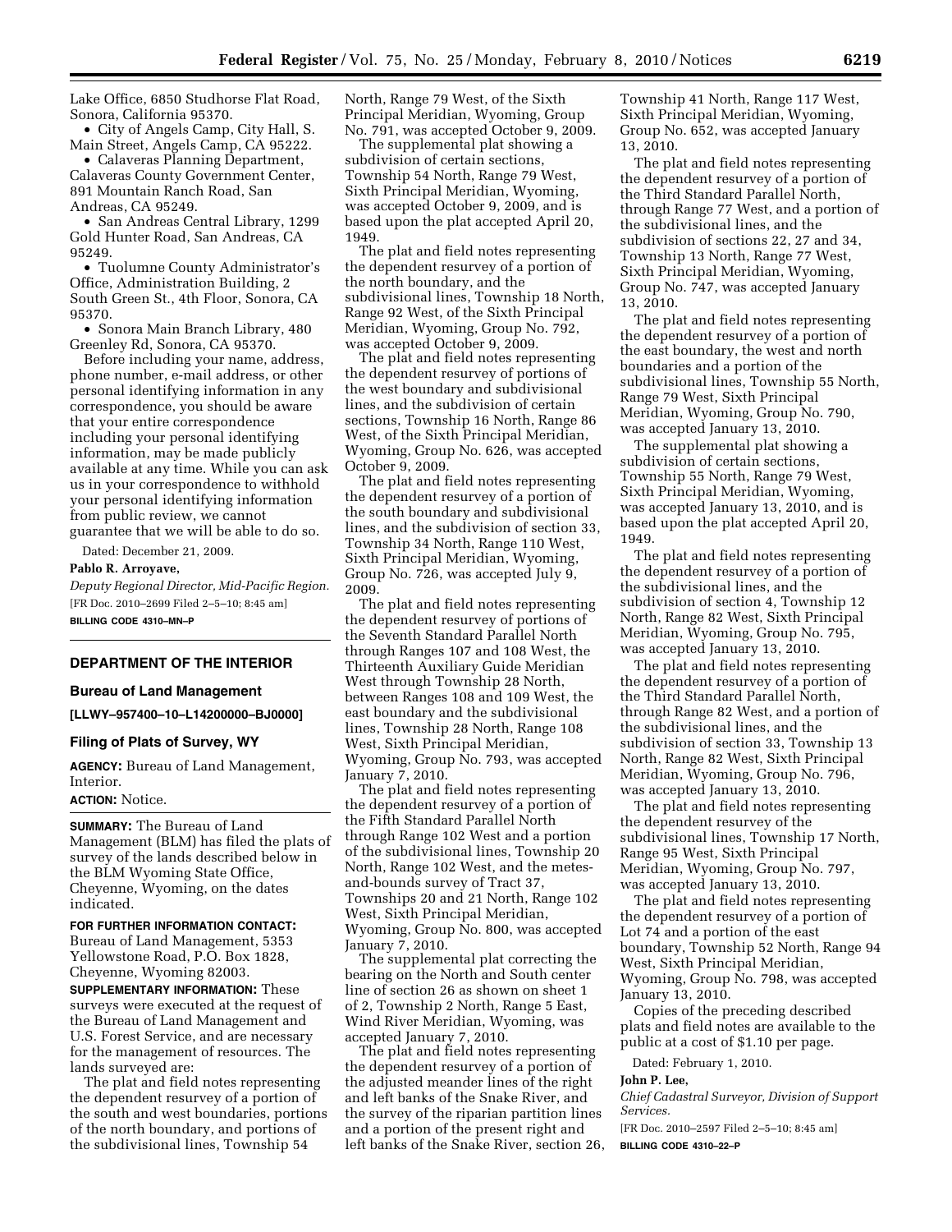Lake Office, 6850 Studhorse Flat Road, Sonora, California 95370.

- City of Angels Camp, City Hall, S. Main Street, Angels Camp, CA 95222.
- Calaveras Planning Department, Calaveras County Government Center, 891 Mountain Ranch Road, San Andreas, CA 95249.
- San Andreas Central Library, 1299 Gold Hunter Road, San Andreas, CA 95249.
- Tuolumne County Administrator's Office, Administration Building, 2 South Green St., 4th Floor, Sonora, CA 95370.
- Sonora Main Branch Library, 480 Greenley Rd, Sonora, CA 95370.

Before including your name, address, phone number, e-mail address, or other personal identifying information in any correspondence, you should be aware that your entire correspondence including your personal identifying information, may be made publicly available at any time. While you can ask us in your correspondence to withhold your personal identifying information from public review, we cannot guarantee that we will be able to do so.

Dated: December 21, 2009.

**Pablo R. Arroyave,**

*Deputy Regional Director, Mid-Pacific Region.*

[FR Doc. 2010–2699 Filed 2–5–10; 8:45 am]

**BILLING CODE 4310–MN–P**

---

## DEPARTMENT OF THE INTERIOR

### Bureau of Land Management

**[LLWY–957400–10–L14200000–BJ0000]**

### Filing of Plats of Survey, WY

**AGENCY:** Bureau of Land Management, Interior.

**ACTION:** Notice.

**SUMMARY:** The Bureau of Land Management (BLM) has filed the plats of survey of the lands described below in the BLM Wyoming State Office, Cheyenne, Wyoming, on the dates indicated.

**FOR FURTHER INFORMATION CONTACT:** Bureau of Land Management, 5353 Yellowstone Road, P.O. Box 1828, Cheyenne, Wyoming 82003.

**SUPPLEMENTARY INFORMATION:** These surveys were executed at the request of the Bureau of Land Management and U.S. Forest Service, and are necessary for the management of resources. The lands surveyed are:

The plat and field notes representing the dependent resurvey of a portion of the south and west boundaries, portions of the north boundary, and portions of the subdivisional lines, Township 54 North, Range 79 West, of the Sixth Principal Meridian, Wyoming, Group No. 791, was accepted October 9, 2009.

The supplemental plat showing a subdivision of certain sections, Township 54 North, Range 79 West, Sixth Principal Meridian, Wyoming, was accepted October 9, 2009, and is based upon the plat accepted April 20, 1949.

The plat and field notes representing the dependent resurvey of a portion of the north boundary, and the subdivisional lines, Township 18 North, Range 92 West, of the Sixth Principal Meridian, Wyoming, Group No. 792, was accepted October 9, 2009.

The plat and field notes representing the dependent resurvey of portions of the west boundary and subdivisional lines, and the subdivision of certain sections, Township 16 North, Range 86 West, of the Sixth Principal Meridian, Wyoming, Group No. 626, was accepted October 9, 2009.

The plat and field notes representing the dependent resurvey of a portion of the south boundary and subdivisional lines, and the subdivision of section 33, Township 34 North, Range 110 West, Sixth Principal Meridian, Wyoming, Group No. 726, was accepted July 9, 2009.

The plat and field notes representing the dependent resurvey of portions of the Seventh Standard Parallel North through Ranges 107 and 108 West, the Thirteenth Auxiliary Guide Meridian West through Township 28 North, between Ranges 108 and 109 West, the east boundary and the subdivisional lines, Township 28 North, Range 108 West, Sixth Principal Meridian, Wyoming, Group No. 793, was accepted January 7, 2010.

The plat and field notes representing the dependent resurvey of a portion of the Fifth Standard Parallel North through Range 102 West and a portion of the subdivisional lines, Township 20 North, Range 102 West, and the metes-and-bounds survey of Tract 37, Townships 20 and 21 North, Range 102 West, Sixth Principal Meridian, Wyoming, Group No. 800, was accepted January 7, 2010.

The supplemental plat correcting the bearing on the North and South center line of section 26 as shown on sheet 1 of 2, Township 2 North, Range 5 East, Wind River Meridian, Wyoming, was accepted January 7, 2010.

The plat and field notes representing the dependent resurvey of a portion of the adjusted meander lines of the right and left banks of the Snake River, and the survey of the riparian partition lines and a portion of the present right and left banks of the Snake River, section 26, Township 41 North, Range 117 West, Sixth Principal Meridian, Wyoming, Group No. 652, was accepted January 13, 2010.

The plat and field notes representing the dependent resurvey of a portion of the Third Standard Parallel North, through Range 77 West, and a portion of the subdivisional lines, and the subdivision of sections 22, 27 and 34, Township 13 North, Range 77 West, Sixth Principal Meridian, Wyoming, Group No. 747, was accepted January 13, 2010.

The plat and field notes representing the dependent resurvey of a portion of the east boundary, the west and north boundaries and a portion of the subdivisional lines, Township 55 North, Range 79 West, Sixth Principal Meridian, Wyoming, Group No. 790, was accepted January 13, 2010.

The supplemental plat showing a subdivision of certain sections, Township 55 North, Range 79 West, Sixth Principal Meridian, Wyoming, was accepted January 13, 2010, and is based upon the plat accepted April 20, 1949.

The plat and field notes representing the dependent resurvey of a portion of the subdivisional lines, and the subdivision of section 4, Township 12 North, Range 82 West, Sixth Principal Meridian, Wyoming, Group No. 795, was accepted January 13, 2010.

The plat and field notes representing the dependent resurvey of a portion of the Third Standard Parallel North, through Range 82 West, and a portion of the subdivisional lines, and the subdivision of section 33, Township 13 North, Range 82 West, Sixth Principal Meridian, Wyoming, Group No. 796, was accepted January 13, 2010.

The plat and field notes representing the dependent resurvey of the subdivisional lines, Township 17 North, Range 95 West, Sixth Principal Meridian, Wyoming, Group No. 797, was accepted January 13, 2010.

The plat and field notes representing the dependent resurvey of a portion of Lot 74 and a portion of the east boundary, Township 52 North, Range 94 West, Sixth Principal Meridian, Wyoming, Group No. 798, was accepted January 13, 2010.

Copies of the preceding described plats and field notes are available to the public at a cost of $1.10 per page.

Dated: February 1, 2010.

**John P. Lee,**

*Chief Cadastral Surveyor, Division of Support Services.*

[FR Doc. 2010–2597 Filed 2–5–10; 8:45 am]

**BILLING CODE 4310–22–P**